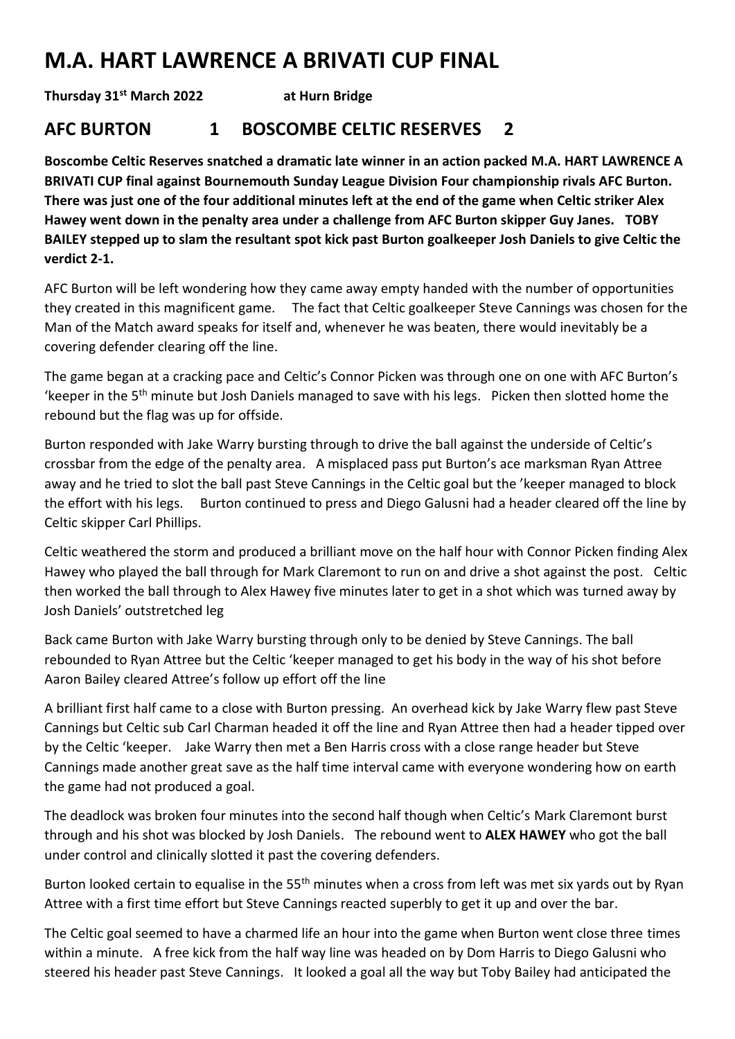# M.A. HART LAWRENCE A BRIVATI CUP FINAL

**Thursday 31st March 2022 at Hurn Bridge**

## AFC BURTON 1 BOSCOMBE CELTIC RESERVES 2

**Boscombe Celtic Reserves snatched a dramatic late winner in an action packed M.A. HART LAWRENCE A BRIVATI CUP final against Bournemouth Sunday League Division Four championship rivals AFC Burton. There was just one of the four additional minutes left at the end of the game when Celtic striker Alex Hawey went down in the penalty area under a challenge from AFC Burton skipper Guy Janes. TOBY BAILEY stepped up to slam the resultant spot kick past Burton goalkeeper Josh Daniels to give Celtic the verdict 2-1.**

AFC Burton will be left wondering how they came away empty handed with the number of opportunities they created in this magnificent game. The fact that Celtic goalkeeper Steve Cannings was chosen for the Man of the Match award speaks for itself and, whenever he was beaten, there would inevitably be a covering defender clearing off the line.

The game began at a cracking pace and Celtic's Connor Picken was through one on one with AFC Burton's 'keeper in the 5th minute but Josh Daniels managed to save with his legs. Picken then slotted home the rebound but the flag was up for offside.

Burton responded with Jake Warry bursting through to drive the ball against the underside of Celtic's crossbar from the edge of the penalty area. A misplaced pass put Burton's ace marksman Ryan Attree away and he tried to slot the ball past Steve Cannings in the Celtic goal but the 'keeper managed to block the effort with his legs. Burton continued to press and Diego Galusni had a header cleared off the line by Celtic skipper Carl Phillips.

Celtic weathered the storm and produced a brilliant move on the half hour with Connor Picken finding Alex Hawey who played the ball through for Mark Claremont to run on and drive a shot against the post. Celtic then worked the ball through to Alex Hawey five minutes later to get in a shot which was turned away by Josh Daniels' outstretched leg

Back came Burton with Jake Warry bursting through only to be denied by Steve Cannings. The ball rebounded to Ryan Attree but the Celtic 'keeper managed to get his body in the way of his shot before Aaron Bailey cleared Attree's follow up effort off the line

A brilliant first half came to a close with Burton pressing. An overhead kick by Jake Warry flew past Steve Cannings but Celtic sub Carl Charman headed it off the line and Ryan Attree then had a header tipped over by the Celtic 'keeper. Jake Warry then met a Ben Harris cross with a close range header but Steve Cannings made another great save as the half time interval came with everyone wondering how on earth the game had not produced a goal.

The deadlock was broken four minutes into the second half though when Celtic's Mark Claremont burst through and his shot was blocked by Josh Daniels. The rebound went to **ALEX HAWEY** who got the ball under control and clinically slotted it past the covering defenders.

Burton looked certain to equalise in the 55th minutes when a cross from left was met six yards out by Ryan Attree with a first time effort but Steve Cannings reacted superbly to get it up and over the bar.

The Celtic goal seemed to have a charmed life an hour into the game when Burton went close three times within a minute. A free kick from the half way line was headed on by Dom Harris to Diego Galusni who steered his header past Steve Cannings. It looked a goal all the way but Toby Bailey had anticipated the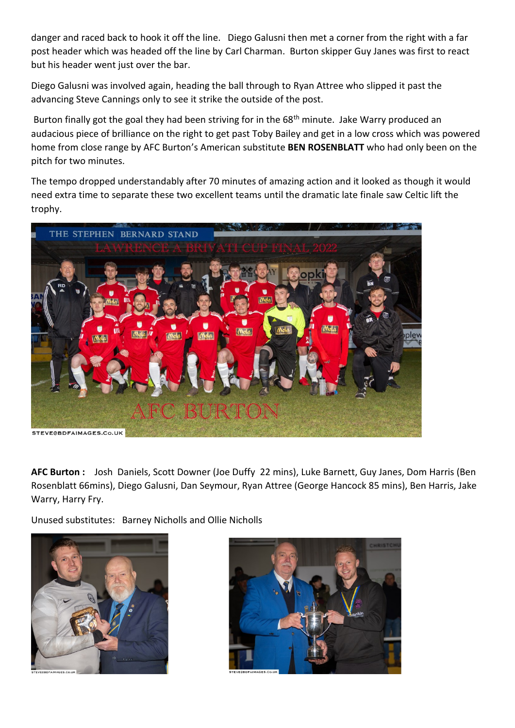danger and raced back to hook it off the line. Diego Galusni then met a corner from the right with a far post header which was headed off the line by Carl Charman. Burton skipper Guy Janes was first to react but his header went just over the bar.

Diego Galusni was involved again, heading the ball through to Ryan Attree who slipped it past the advancing Steve Cannings only to see it strike the outside of the post.

Burton finally got the goal they had been striving for in the 68th minute. Jake Warry produced an audacious piece of brilliance on the right to get past Toby Bailey and get in a low cross which was powered home from close range by AFC Burton's American substitute **BEN ROSENBLATT** who had only been on the pitch for two minutes.

The tempo dropped understandably after 70 minutes of amazing action and it looked as though it would need extra time to separate these two excellent teams until the dramatic late finale saw Celtic lift the trophy.

**AFC Burton :** Josh Daniels, Scott Downer (Joe Duffy 22 mins), Luke Barnett, Guy Janes, Dom Harris (Ben Rosenblatt 66mins), Diego Galusni, Dan Seymour, Ryan Attree (George Hancock 85 mins), Ben Harris, Jake Warry, Harry Fry.

Unused substitutes: Barney Nicholls and Ollie Nicholls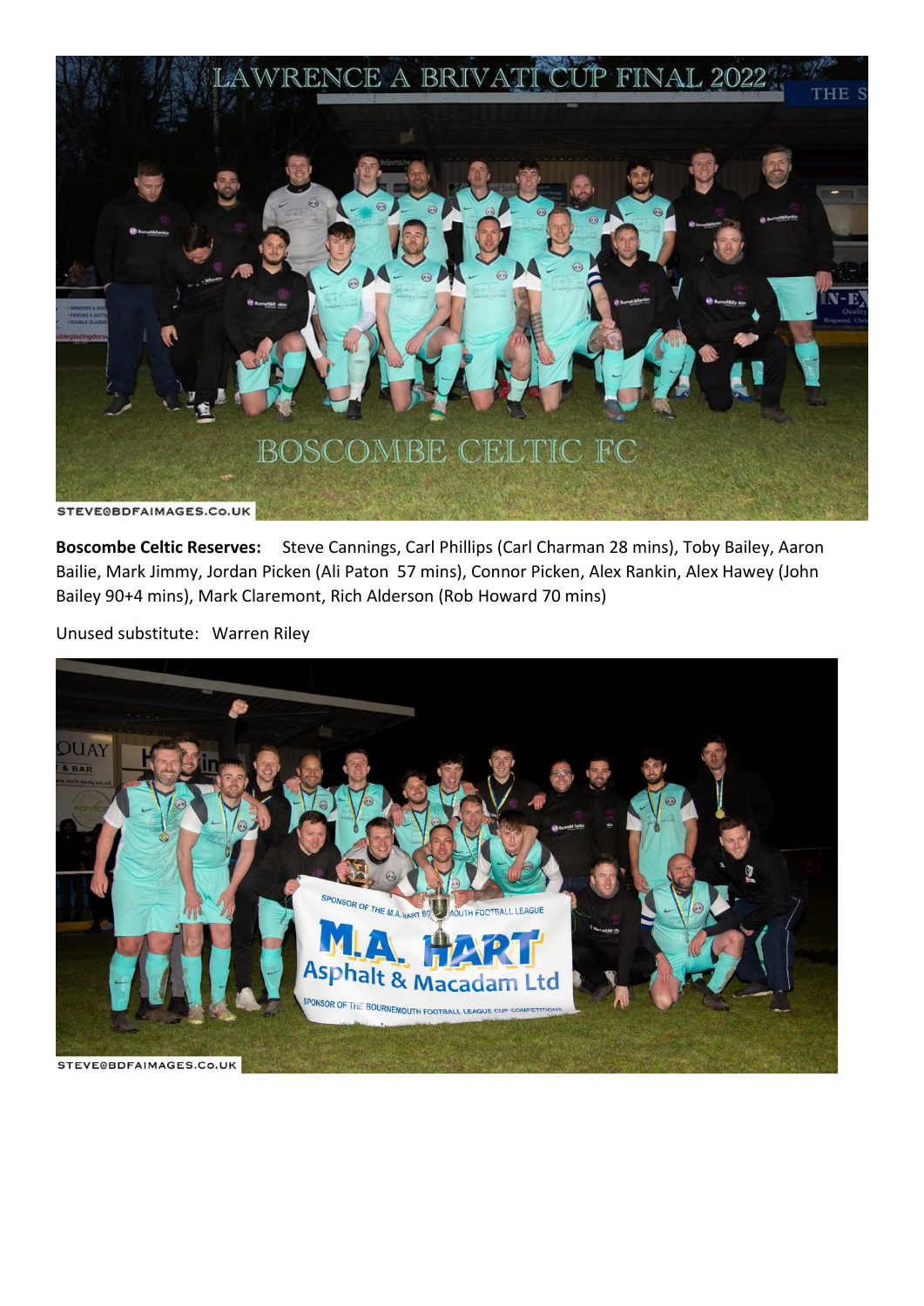**Boscombe Celtic Reserves:** Steve Cannings, Carl Phillips (Carl Charman 28 mins), Toby Bailey, Aaron Bailie, Mark Jimmy, Jordan Picken (Ali Paton 57 mins), Connor Picken, Alex Rankin, Alex Hawey (John Bailey 90+4 mins), Mark Claremont, Rich Alderson (Rob Howard 70 mins)

Unused substitute: Warren Riley